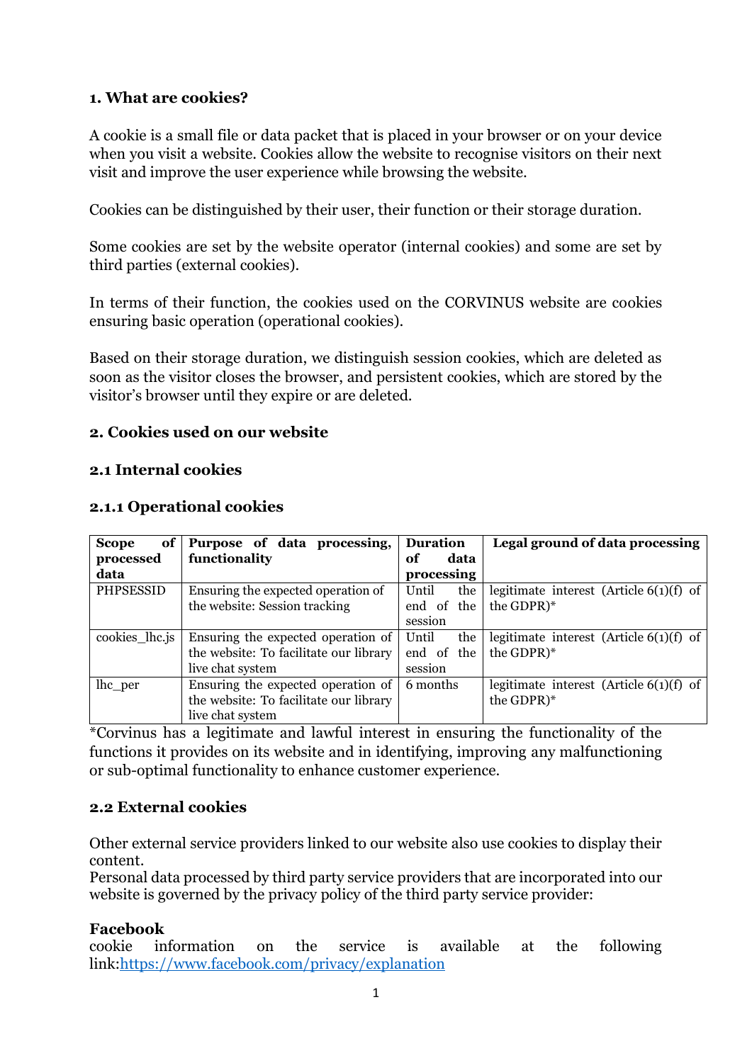### 1. What are cookies?

A cookie is a small file or data packet that is placed in your browser or on your device when you visit a website. Cookies allow the website to recognise visitors on their next visit and improve the user experience while browsing the website.

Cookies can be distinguished by their user, their function or their storage duration.

Some cookies are set by the website operator (internal cookies) and some are set by third parties (external cookies).

In terms of their function, the cookies used on the CORVINUS website are cookies ensuring basic operation (operational cookies).

Based on their storage duration, we distinguish session cookies, which are deleted as soon as the visitor closes the browser, and persistent cookies, which are stored by the visitor's browser until they expire or are deleted.

### 2. Cookies used on our website

#### 2.1 Internal cookies

##### 2.1.1 Operational cookies

| Scope of processed data | Purpose of data processing, functionality | Duration of data processing | Legal ground of data processing |
|---|---|---|---|
| PHPSESSID | Ensuring the expected operation of the website: Session tracking | Until the end of the session | legitimate interest (Article 6(1)(f) of the GDPR)* |
| cookies_lhc.js | Ensuring the expected operation of the website: To facilitate our library live chat system | Until the end of the session | legitimate interest (Article 6(1)(f) of the GDPR)* |
| lhc_per | Ensuring the expected operation of the website: To facilitate our library live chat system | 6 months | legitimate interest (Article 6(1)(f) of the GDPR)* |

*Corvinus has a legitimate and lawful interest in ensuring the functionality of the functions it provides on its website and in identifying, improving any malfunctioning or sub-optimal functionality to enhance customer experience.

#### 2.2 External cookies

Other external service providers linked to our website also use cookies to display their content.
Personal data processed by third party service providers that are incorporated into our website is governed by the privacy policy of the third party service provider:

**Facebook**
cookie information on the service is available at the following link:https://www.facebook.com/privacy/explanation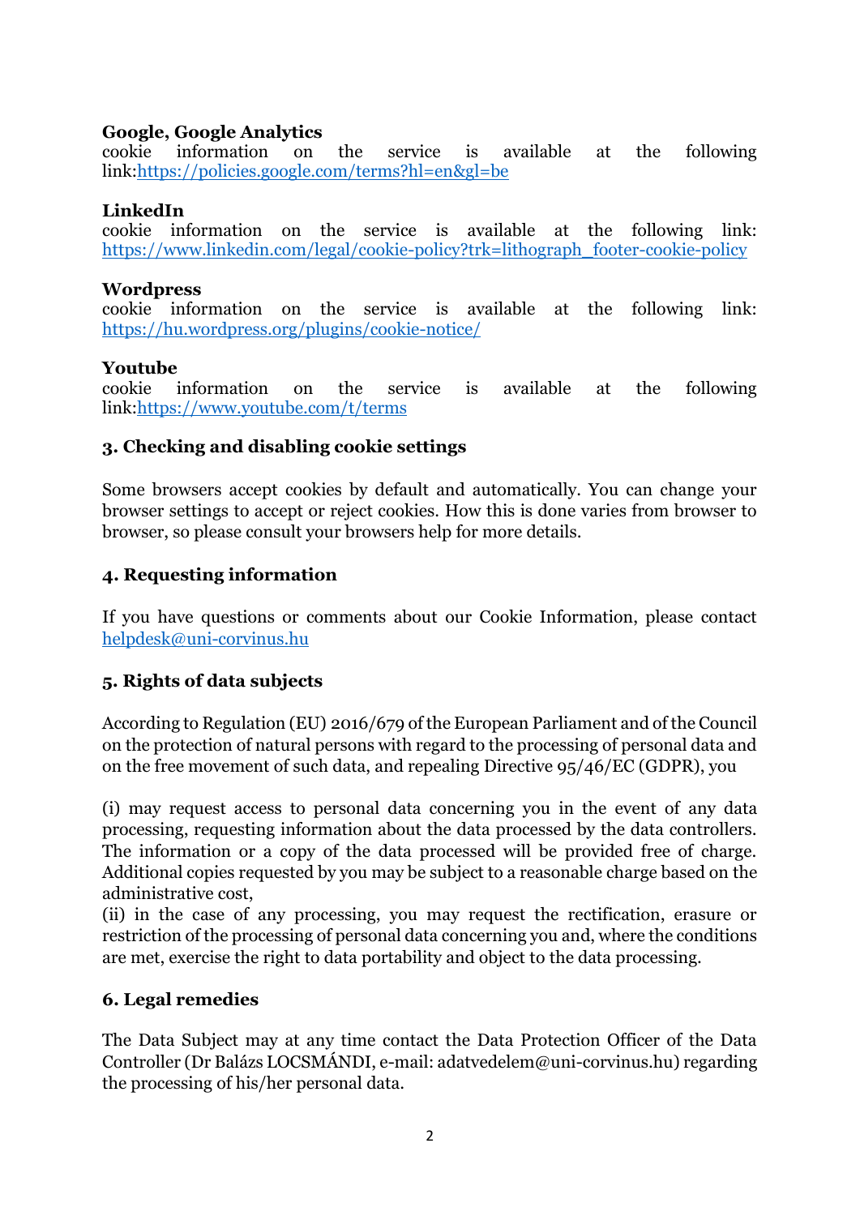**Google, Google Analytics**
cookie information on the service is available at the following link:https://policies.google.com/terms?hl=en&gl=be

**LinkedIn**
cookie information on the service is available at the following link: https://www.linkedin.com/legal/cookie-policy?trk=lithograph_footer-cookie-policy

**Wordpress**
cookie information on the service is available at the following link: https://hu.wordpress.org/plugins/cookie-notice/

**Youtube**
cookie information on the service is available at the following link:https://www.youtube.com/t/terms

### 3. Checking and disabling cookie settings

Some browsers accept cookies by default and automatically. You can change your browser settings to accept or reject cookies. How this is done varies from browser to browser, so please consult your browsers help for more details.

### 4. Requesting information

If you have questions or comments about our Cookie Information, please contact helpdesk@uni-corvinus.hu

### 5. Rights of data subjects

According to Regulation (EU) 2016/679 of the European Parliament and of the Council on the protection of natural persons with regard to the processing of personal data and on the free movement of such data, and repealing Directive 95/46/EC (GDPR), you

(i) may request access to personal data concerning you in the event of any data processing, requesting information about the data processed by the data controllers. The information or a copy of the data processed will be provided free of charge. Additional copies requested by you may be subject to a reasonable charge based on the administrative cost,
(ii) in the case of any processing, you may request the rectification, erasure or restriction of the processing of personal data concerning you and, where the conditions are met, exercise the right to data portability and object to the data processing.

### 6. Legal remedies

The Data Subject may at any time contact the Data Protection Officer of the Data Controller (Dr Balázs LOCSMÁNDI, e-mail: adatvedelem@uni-corvinus.hu) regarding the processing of his/her personal data.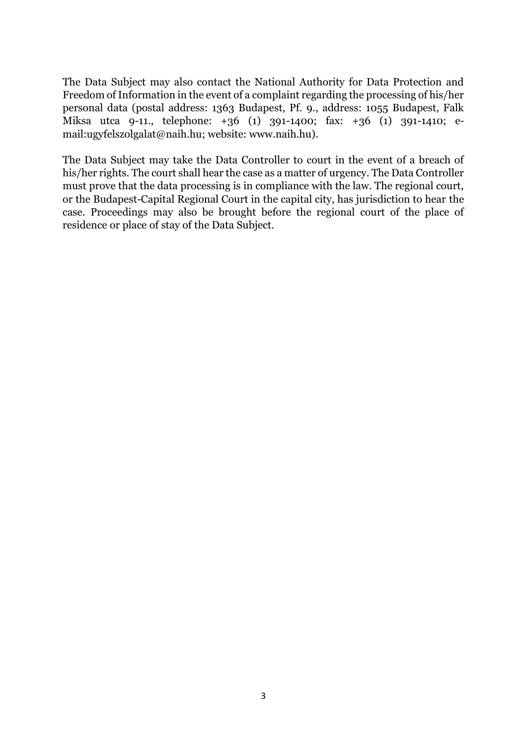The Data Subject may also contact the National Authority for Data Protection and Freedom of Information in the event of a complaint regarding the processing of his/her personal data (postal address: 1363 Budapest, Pf. 9., address: 1055 Budapest, Falk Miksa utca 9-11., telephone: +36 (1) 391-1400; fax: +36 (1) 391-1410; e-mail:ugyfelszolgalat@naih.hu; website: www.naih.hu).

The Data Subject may take the Data Controller to court in the event of a breach of his/her rights. The court shall hear the case as a matter of urgency. The Data Controller must prove that the data processing is in compliance with the law. The regional court, or the Budapest-Capital Regional Court in the capital city, has jurisdiction to hear the case. Proceedings may also be brought before the regional court of the place of residence or place of stay of the Data Subject.